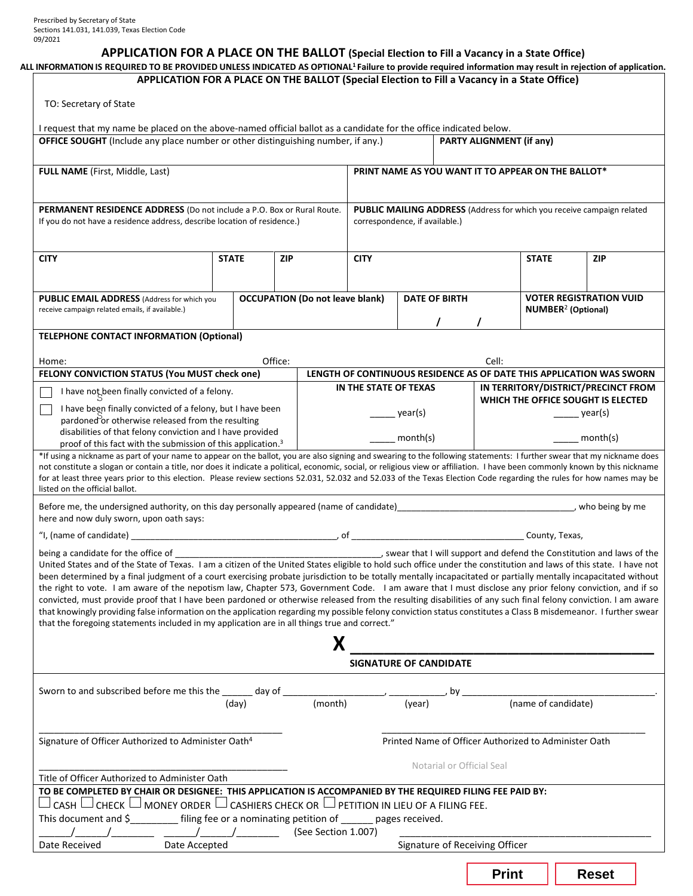Prescribed by Secretary of State
Sections 141.031, 141.039, Texas Election Code
09/2021

# APPLICATION FOR A PLACE ON THE BALLOT (Special Election to Fill a Vacancy in a State Office)

**ALL INFORMATION IS REQUIRED TO BE PROVIDED UNLESS INDICATED AS OPTIONAL[1] Failure to provide required information may result in rejection of application.**

## APPLICATION FOR A PLACE ON THE BALLOT (Special Election to Fill a Vacancy in a State Office)

TO: Secretary of State

I request that my name be placed on the above-named official ballot as a candidate for the office indicated below.

| **OFFICE SOUGHT** (Include any place number or other distinguishing number, if any.) | **PARTY ALIGNMENT (if any)** |
|---|---|
| | |

| **FULL NAME** (First, Middle, Last) | **PRINT NAME AS YOU WANT IT TO APPEAR ON THE BALLOT*** |
|---|---|
| | |

| **PERMANENT RESIDENCE ADDRESS** (Do not include a P.O. Box or Rural Route. If you do not have a residence address, describe location of residence.) | | | **PUBLIC MAILING ADDRESS** (Address for which you receive campaign related correspondence, if available.) | | |
|---|---|---|---|---|---|
| **CITY** | **STATE** | **ZIP** | **CITY** | **STATE** | **ZIP** |
| | | | | | |

| **PUBLIC EMAIL ADDRESS** (Address for which you receive campaign related emails, if available.) | **OCCUPATION (Do not leave blank)** | **DATE OF BIRTH** | **VOTER REGISTRATION VUID NUMBER[2] (Optional)** |
|---|---|---|---|
| | | / / | |

**TELEPHONE CONTACT INFORMATION (Optional)**

Home: Office: Cell:

| **FELONY CONVICTION STATUS (You MUST check one)** | **LENGTH OF CONTINUOUS RESIDENCE AS OF DATE THIS APPLICATION WAS SWORN** | |
|---|---|---|
| | **IN THE STATE OF TEXAS** | **IN TERRITORY/DISTRICT/PRECINCT FROM WHICH THE OFFICE SOUGHT IS ELECTED** |
| ☐ I have not been finally convicted of a felony. | _____ year(s) | _____ year(s) |
| ☐ I have been finally convicted of a felony, but I have been pardoned or otherwise released from the resulting disabilities of that felony conviction and I have provided proof of this fact with the submission of this application.[3] | _____ month(s) | _____ month(s) |

*If using a nickname as part of your name to appear on the ballot, you are also signing and swearing to the following statements: I further swear that my nickname does not constitute a slogan or contain a title, nor does it indicate a political, economic, social, or religious view or affiliation. I have been commonly known by this nickname for at least three years prior to this election. Please review sections 52.031, 52.032 and 52.033 of the Texas Election Code regarding the rules for how names may be listed on the official ballot.

Before me, the undersigned authority, on this day personally appeared (name of candidate)____________________________________, who being by me here and now duly sworn, upon oath says:

"I, (name of candidate) ________________________________________, of ___________________________________ County, Texas,

being a candidate for the office of ________________________________________, swear that I will support and defend the Constitution and laws of the United States and of the State of Texas. I am a citizen of the United States eligible to hold such office under the constitution and laws of this state. I have not been determined by a final judgment of a court exercising probate jurisdiction to be totally mentally incapacitated or partially mentally incapacitated without the right to vote. I am aware of the nepotism law, Chapter 573, Government Code. I am aware that I must disclose any prior felony conviction, and if so convicted, must provide proof that I have been pardoned or otherwise released from the resulting disabilities of any such final felony conviction. I am aware that knowingly providing false information on the application regarding my possible felony conviction status constitutes a Class B misdemeanor. I further swear that the foregoing statements included in my application are in all things true and correct."

**X** ________________________________________

**SIGNATURE OF CANDIDATE**

Sworn to and subscribed before me this the ______ day of ___________________, ___________, by ___________________________________.
(day) (month) (year) (name of candidate)

_______________________________________________
Signature of Officer Authorized to Administer Oath[4]

_______________________________________________
Printed Name of Officer Authorized to Administer Oath

_______________________________________________
Title of Officer Authorized to Administer Oath

Notarial or Official Seal

**TO BE COMPLETED BY CHAIR OR DESIGNEE: THIS APPLICATION IS ACCOMPANIED BY THE REQUIRED FILING FEE PAID BY:**

☐ CASH ☐ CHECK ☐ MONEY ORDER ☐ CASHIERS CHECK OR ☐ PETITION IN LIEU OF A FILING FEE.

This document and $_________ filing fee or a nominating petition of ______ pages received.

______/______/________ ______/______/________ (See Section 1.007) ____________________________________________

Date Received Date Accepted Signature of Receiving Officer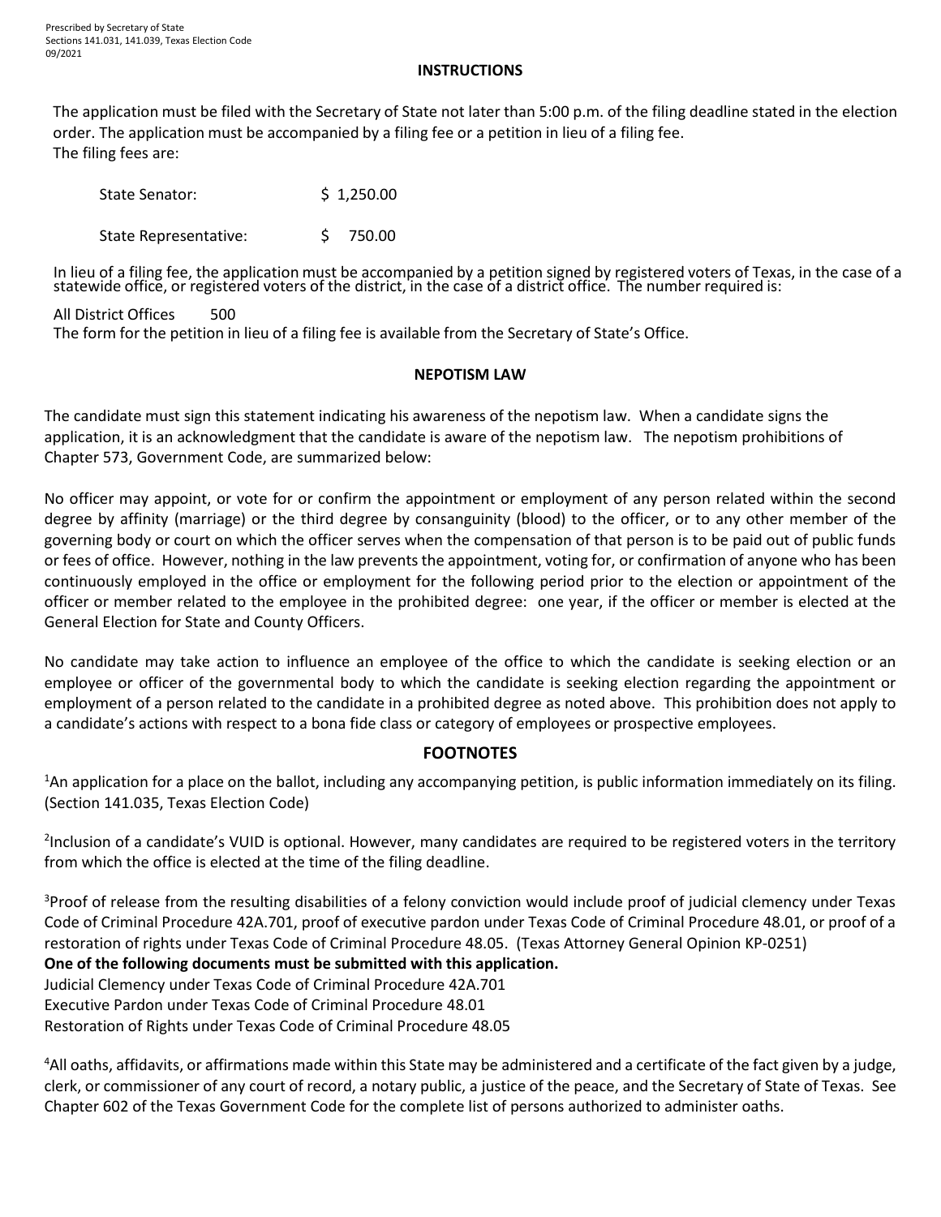Prescribed by Secretary of State
Sections 141.031, 141.039, Texas Election Code
09/2021

## INSTRUCTIONS

The application must be filed with the Secretary of State not later than 5:00 p.m. of the filing deadline stated in the election order. The application must be accompanied by a filing fee or a petition in lieu of a filing fee.
The filing fees are:

| | |
|---|---|
| State Senator: | $ 1,250.00 |
| State Representative: | $ 750.00 |

In lieu of a filing fee, the application must be accompanied by a petition signed by registered voters of Texas, in the case of a statewide office, or registered voters of the district, in the case of a district office. The number required is:

All District Offices 500
The form for the petition in lieu of a filing fee is available from the Secretary of State's Office.

## NEPOTISM LAW

The candidate must sign this statement indicating his awareness of the nepotism law. When a candidate signs the application, it is an acknowledgment that the candidate is aware of the nepotism law. The nepotism prohibitions of Chapter 573, Government Code, are summarized below:

No officer may appoint, or vote for or confirm the appointment or employment of any person related within the second degree by affinity (marriage) or the third degree by consanguinity (blood) to the officer, or to any other member of the governing body or court on which the officer serves when the compensation of that person is to be paid out of public funds or fees of office. However, nothing in the law prevents the appointment, voting for, or confirmation of anyone who has been continuously employed in the office or employment for the following period prior to the election or appointment of the officer or member related to the employee in the prohibited degree: one year, if the officer or member is elected at the General Election for State and County Officers.

No candidate may take action to influence an employee of the office to which the candidate is seeking election or an employee or officer of the governmental body to which the candidate is seeking election regarding the appointment or employment of a person related to the candidate in a prohibited degree as noted above. This prohibition does not apply to a candidate's actions with respect to a bona fide class or category of employees or prospective employees.

## FOOTNOTES

[1]An application for a place on the ballot, including any accompanying petition, is public information immediately on its filing. (Section 141.035, Texas Election Code)

[2]Inclusion of a candidate's VUID is optional. However, many candidates are required to be registered voters in the territory from which the office is elected at the time of the filing deadline.

[3]Proof of release from the resulting disabilities of a felony conviction would include proof of judicial clemency under Texas Code of Criminal Procedure 42A.701, proof of executive pardon under Texas Code of Criminal Procedure 48.01, or proof of a restoration of rights under Texas Code of Criminal Procedure 48.05. (Texas Attorney General Opinion KP-0251)
**One of the following documents must be submitted with this application.**
Judicial Clemency under Texas Code of Criminal Procedure 42A.701
Executive Pardon under Texas Code of Criminal Procedure 48.01
Restoration of Rights under Texas Code of Criminal Procedure 48.05

[4]All oaths, affidavits, or affirmations made within this State may be administered and a certificate of the fact given by a judge, clerk, or commissioner of any court of record, a notary public, a justice of the peace, and the Secretary of State of Texas. See Chapter 602 of the Texas Government Code for the complete list of persons authorized to administer oaths.